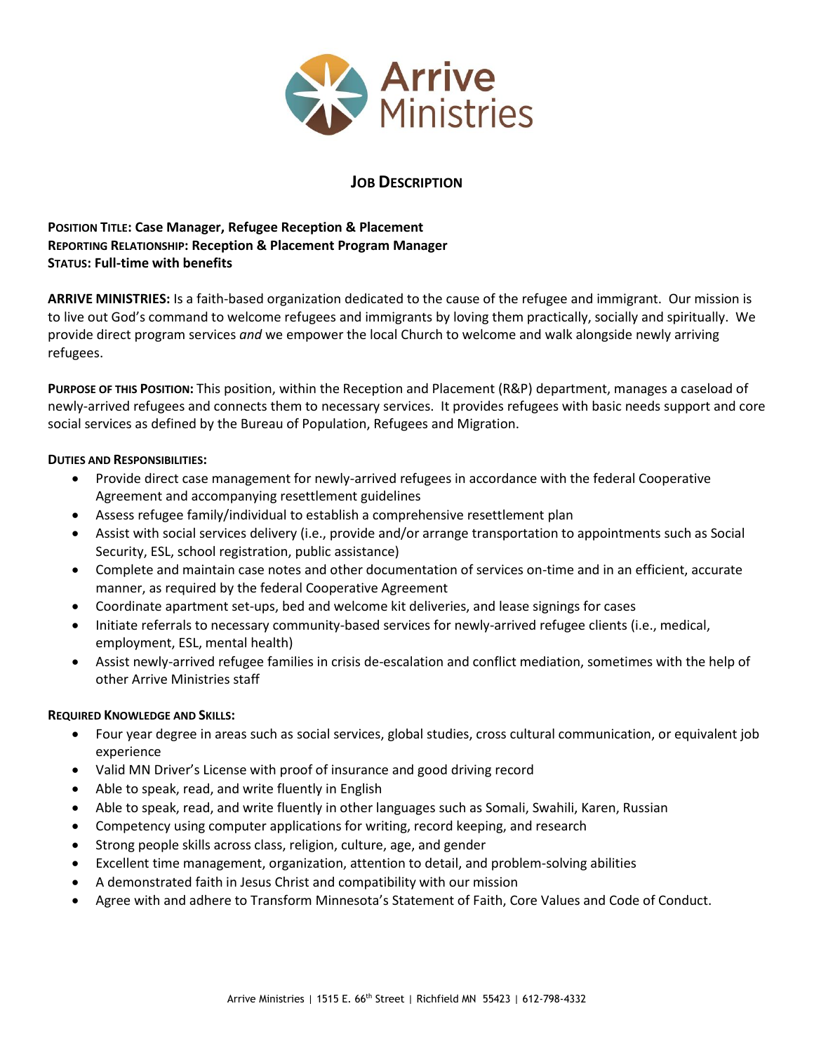# Job Description

**Position Title: Case Manager, Refugee Reception & Placement**
**Reporting Relationship: Reception & Placement Program Manager**
**Status: Full-time with benefits**

**ARRIVE MINISTRIES:** Is a faith-based organization dedicated to the cause of the refugee and immigrant. Our mission is to live out God's command to welcome refugees and immigrants by loving them practically, socially and spiritually. We provide direct program services *and* we empower the local Church to welcome and walk alongside newly arriving refugees.

**Purpose of this Position:** This position, within the Reception and Placement (R&P) department, manages a caseload of newly-arrived refugees and connects them to necessary services. It provides refugees with basic needs support and core social services as defined by the Bureau of Population, Refugees and Migration.

**Duties and Responsibilities:**

- Provide direct case management for newly-arrived refugees in accordance with the federal Cooperative Agreement and accompanying resettlement guidelines
- Assess refugee family/individual to establish a comprehensive resettlement plan
- Assist with social services delivery (i.e., provide and/or arrange transportation to appointments such as Social Security, ESL, school registration, public assistance)
- Complete and maintain case notes and other documentation of services on-time and in an efficient, accurate manner, as required by the federal Cooperative Agreement
- Coordinate apartment set-ups, bed and welcome kit deliveries, and lease signings for cases
- Initiate referrals to necessary community-based services for newly-arrived refugee clients (i.e., medical, employment, ESL, mental health)
- Assist newly-arrived refugee families in crisis de-escalation and conflict mediation, sometimes with the help of other Arrive Ministries staff

**Required Knowledge and Skills:**

- Four year degree in areas such as social services, global studies, cross cultural communication, or equivalent job experience
- Valid MN Driver's License with proof of insurance and good driving record
- Able to speak, read, and write fluently in English
- Able to speak, read, and write fluently in other languages such as Somali, Swahili, Karen, Russian
- Competency using computer applications for writing, record keeping, and research
- Strong people skills across class, religion, culture, age, and gender
- Excellent time management, organization, attention to detail, and problem-solving abilities
- A demonstrated faith in Jesus Christ and compatibility with our mission
- Agree with and adhere to Transform Minnesota's Statement of Faith, Core Values and Code of Conduct.

Arrive Ministries | 1515 E. 66th Street | Richfield MN 55423 | 612-798-4332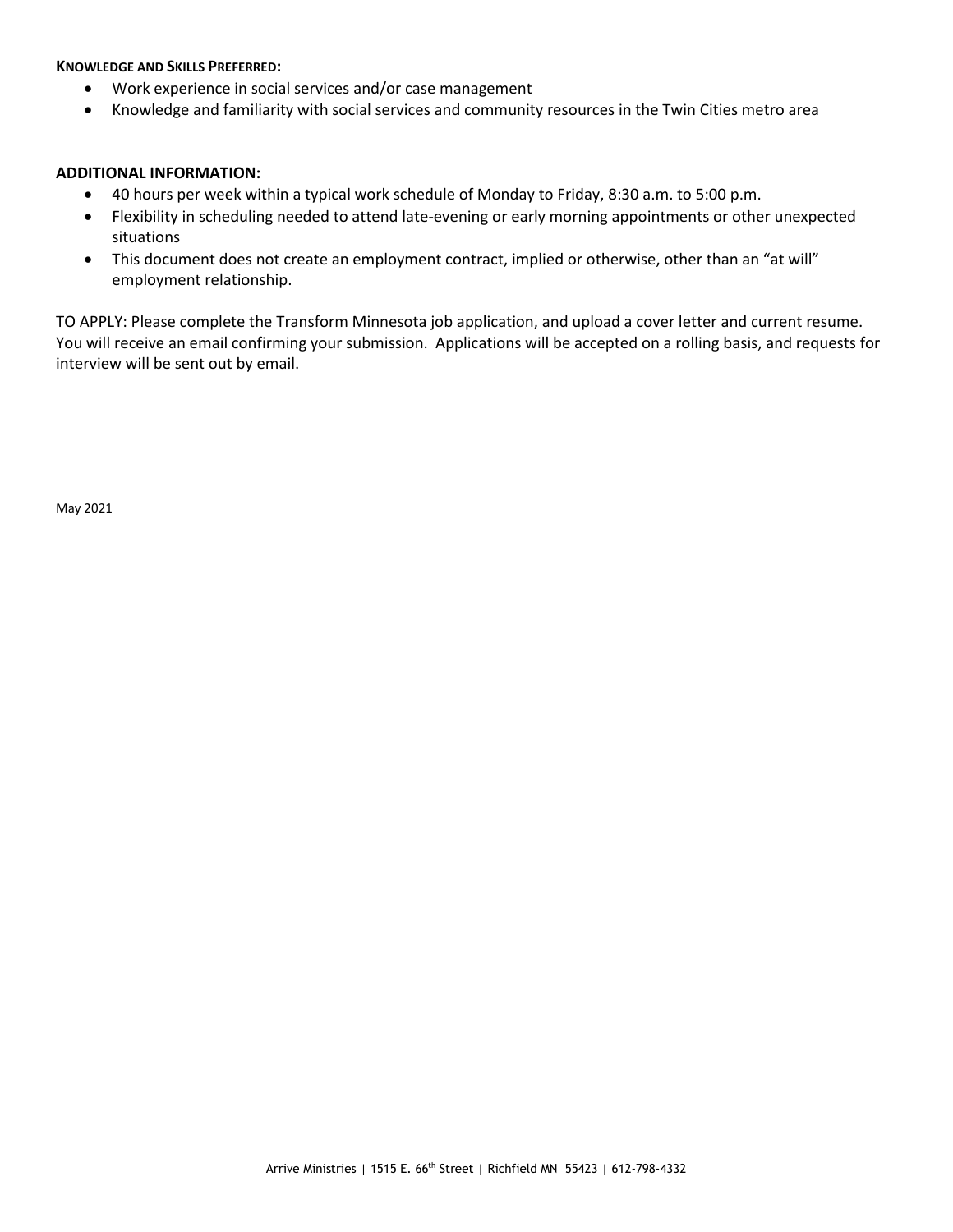**KNOWLEDGE AND SKILLS PREFERRED:**

- Work experience in social services and/or case management
- Knowledge and familiarity with social services and community resources in the Twin Cities metro area

**ADDITIONAL INFORMATION:**

- 40 hours per week within a typical work schedule of Monday to Friday, 8:30 a.m. to 5:00 p.m.
- Flexibility in scheduling needed to attend late-evening or early morning appointments or other unexpected situations
- This document does not create an employment contract, implied or otherwise, other than an "at will" employment relationship.

TO APPLY: Please complete the Transform Minnesota job application, and upload a cover letter and current resume. You will receive an email confirming your submission. Applications will be accepted on a rolling basis, and requests for interview will be sent out by email.

May 2021

Arrive Ministries | 1515 E. 66th Street | Richfield MN 55423 | 612-798-4332